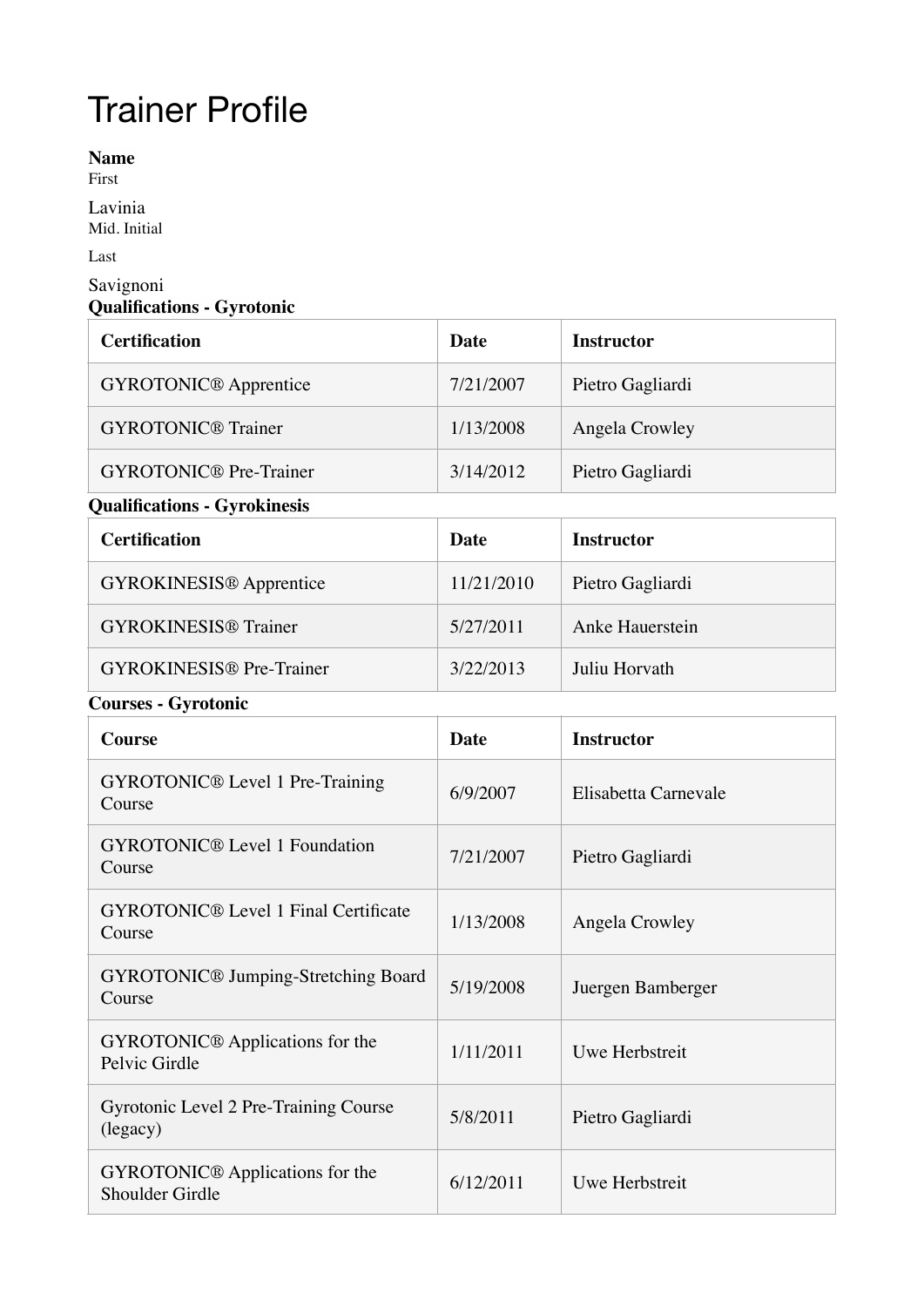# Trainer Profile

**Name**

First

Lavinia

Mid. Initial

Last

Savignoni

**Qualifications - Gyrotonic**

| Certification | Date | Instructor |
|---|---|---|
| GYROTONIC® Apprentice | 7/21/2007 | Pietro Gagliardi |
| GYROTONIC® Trainer | 1/13/2008 | Angela Crowley |
| GYROTONIC® Pre-Trainer | 3/14/2012 | Pietro Gagliardi |

**Qualifications - Gyrokinesis**

| Certification | Date | Instructor |
|---|---|---|
| GYROKINESIS® Apprentice | 11/21/2010 | Pietro Gagliardi |
| GYROKINESIS® Trainer | 5/27/2011 | Anke Hauerstein |
| GYROKINESIS® Pre-Trainer | 3/22/2013 | Juliu Horvath |

**Courses - Gyrotonic**

| Course | Date | Instructor |
|---|---|---|
| GYROTONIC® Level 1 Pre-Training Course | 6/9/2007 | Elisabetta Carnevale |
| GYROTONIC® Level 1 Foundation Course | 7/21/2007 | Pietro Gagliardi |
| GYROTONIC® Level 1 Final Certificate Course | 1/13/2008 | Angela Crowley |
| GYROTONIC® Jumping-Stretching Board Course | 5/19/2008 | Juergen Bamberger |
| GYROTONIC® Applications for the Pelvic Girdle | 1/11/2011 | Uwe Herbstreit |
| Gyrotonic Level 2 Pre-Training Course (legacy) | 5/8/2011 | Pietro Gagliardi |
| GYROTONIC® Applications for the Shoulder Girdle | 6/12/2011 | Uwe Herbstreit |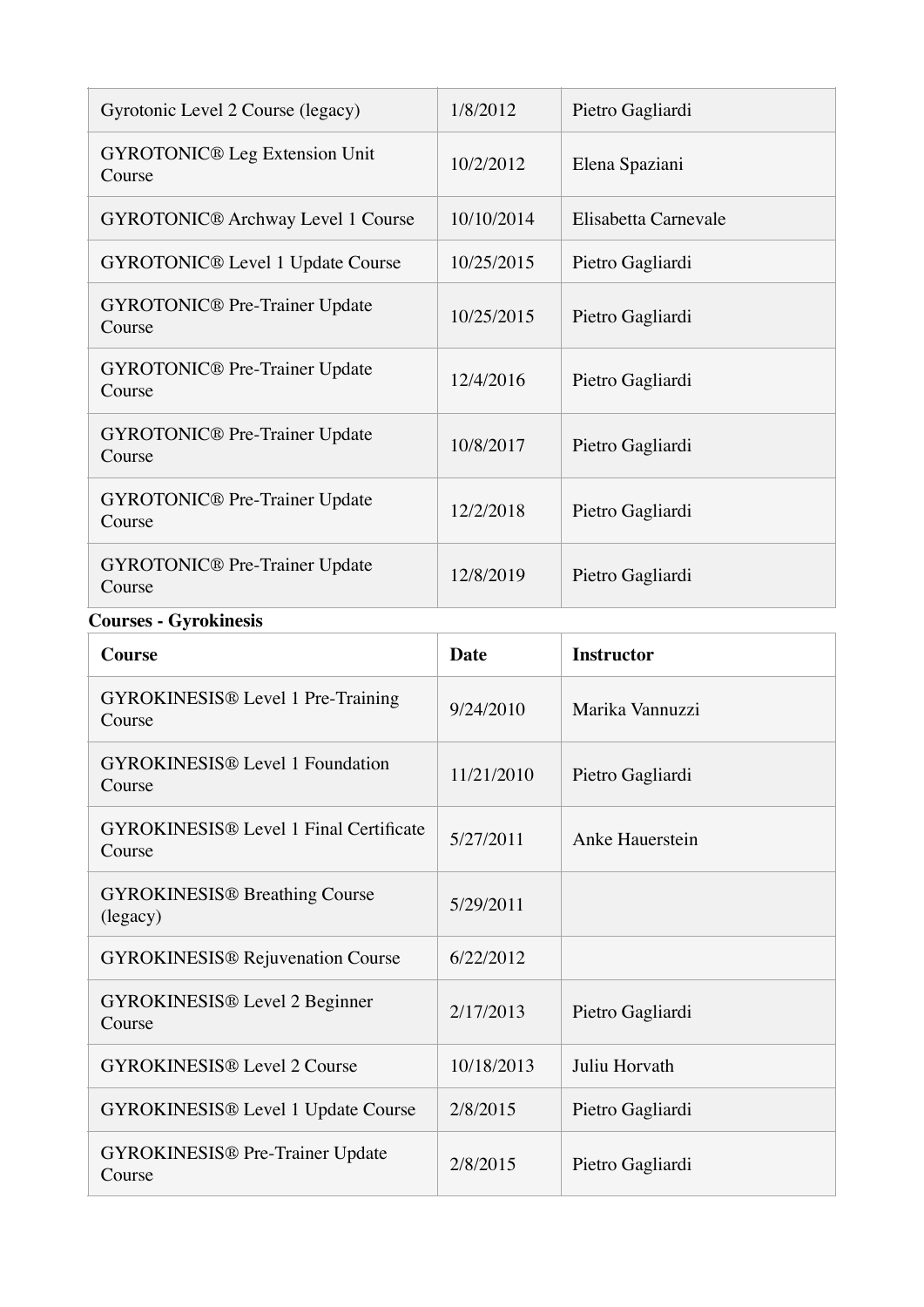| Course | Date | Instructor |
|---|---|---|
| Gyrotonic Level 2 Course (legacy) | 1/8/2012 | Pietro Gagliardi |
| GYROTONIC® Leg Extension Unit Course | 10/2/2012 | Elena Spaziani |
| GYROTONIC® Archway Level 1 Course | 10/10/2014 | Elisabetta Carnevale |
| GYROTONIC® Level 1 Update Course | 10/25/2015 | Pietro Gagliardi |
| GYROTONIC® Pre-Trainer Update Course | 10/25/2015 | Pietro Gagliardi |
| GYROTONIC® Pre-Trainer Update Course | 12/4/2016 | Pietro Gagliardi |
| GYROTONIC® Pre-Trainer Update Course | 10/8/2017 | Pietro Gagliardi |
| GYROTONIC® Pre-Trainer Update Course | 12/2/2018 | Pietro Gagliardi |
| GYROTONIC® Pre-Trainer Update Course | 12/8/2019 | Pietro Gagliardi |

**Courses - Gyrokinesis**

| Course | Date | Instructor |
|---|---|---|
| GYROKINESIS® Level 1 Pre-Training Course | 9/24/2010 | Marika Vannuzzi |
| GYROKINESIS® Level 1 Foundation Course | 11/21/2010 | Pietro Gagliardi |
| GYROKINESIS® Level 1 Final Certificate Course | 5/27/2011 | Anke Hauerstein |
| GYROKINESIS® Breathing Course (legacy) | 5/29/2011 | |
| GYROKINESIS® Rejuvenation Course | 6/22/2012 | |
| GYROKINESIS® Level 2 Beginner Course | 2/17/2013 | Pietro Gagliardi |
| GYROKINESIS® Level 2 Course | 10/18/2013 | Juliu Horvath |
| GYROKINESIS® Level 1 Update Course | 2/8/2015 | Pietro Gagliardi |
| GYROKINESIS® Pre-Trainer Update Course | 2/8/2015 | Pietro Gagliardi |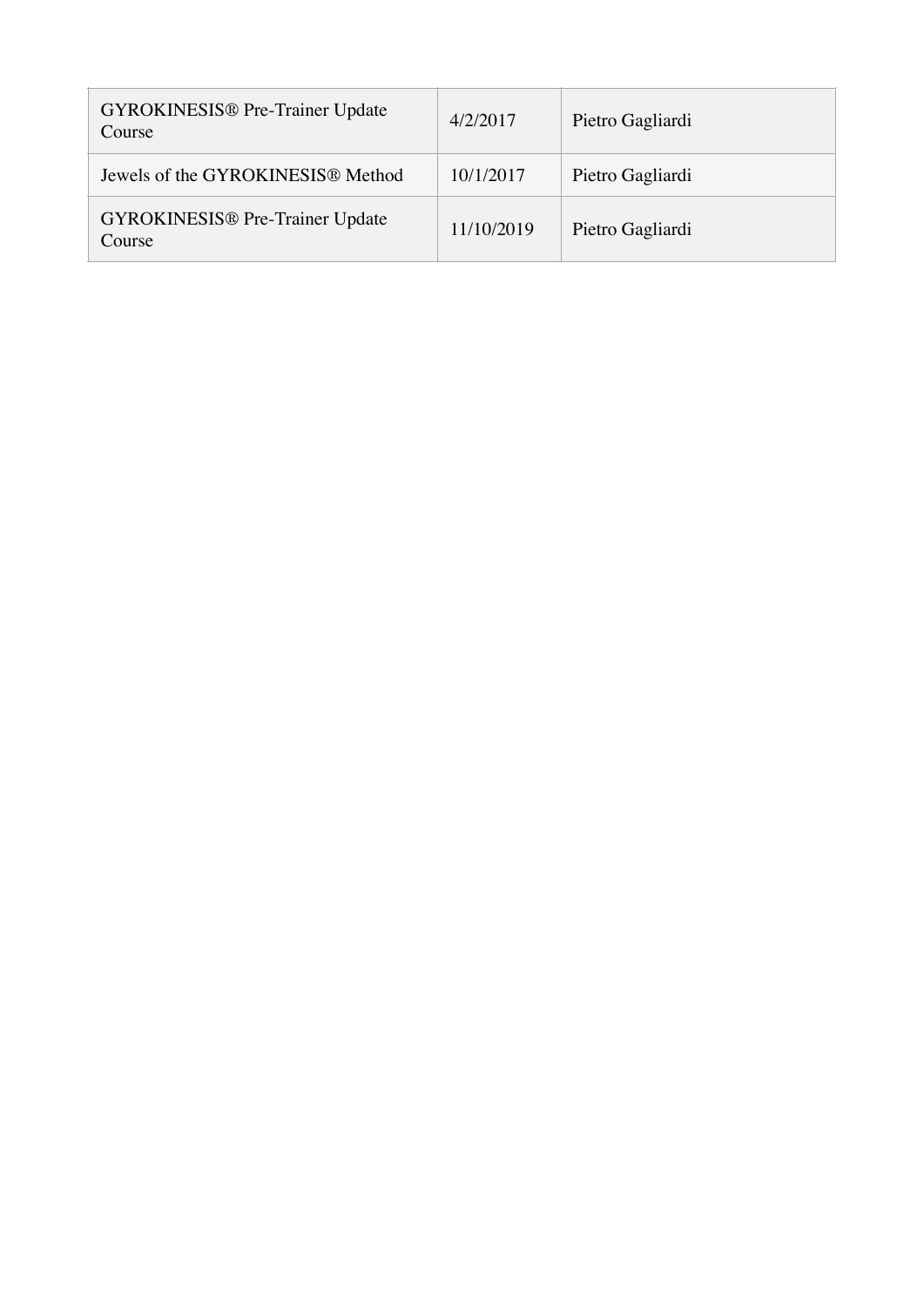| | | |
|---|---|---|
| GYROKINESIS® Pre-Trainer Update Course | 4/2/2017 | Pietro Gagliardi |
| Jewels of the GYROKINESIS® Method | 10/1/2017 | Pietro Gagliardi |
| GYROKINESIS® Pre-Trainer Update Course | 11/10/2019 | Pietro Gagliardi |